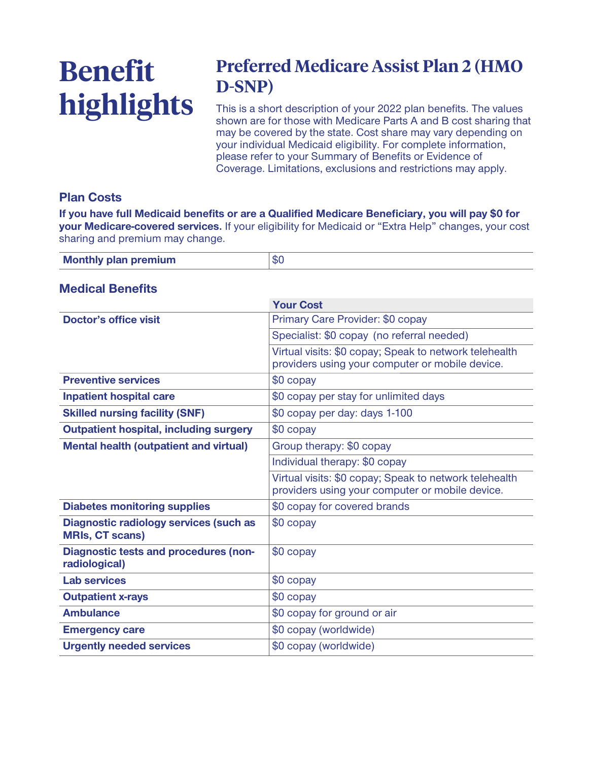# Benefit highlights

## Preferred Medicare Assist Plan 2 (HMO D-SNP)

This is a short description of your 2022 plan benefits. The values shown are for those with Medicare Parts A and B cost sharing that may be covered by the state. Cost share may vary depending on your individual Medicaid eligibility. For complete information, please refer to your Summary of Benefits or Evidence of Coverage. Limitations, exclusions and restrictions may apply.

### Plan Costs

**If you have full Medicaid benefits or are a Qualified Medicare Beneficiary, you will pay $0 for your Medicare-covered services.** If your eligibility for Medicaid or "Extra Help" changes, your cost sharing and premium may change.

| **Monthly plan premium** | $0 |
|---|---|

### Medical Benefits

| | **Your Cost** |
|---|---|
| **Doctor's office visit** | Primary Care Provider: $0 copay |
| | Specialist: $0 copay (no referral needed) |
| | Virtual visits: $0 copay; Speak to network telehealth providers using your computer or mobile device. |
| **Preventive services** | $0 copay |
| **Inpatient hospital care** | $0 copay per stay for unlimited days |
| **Skilled nursing facility (SNF)** | $0 copay per day: days 1-100 |
| **Outpatient hospital, including surgery** | $0 copay |
| **Mental health (outpatient and virtual)** | Group therapy: $0 copay |
| | Individual therapy: $0 copay |
| | Virtual visits: $0 copay; Speak to network telehealth providers using your computer or mobile device. |
| **Diabetes monitoring supplies** | $0 copay for covered brands |
| **Diagnostic radiology services (such as MRIs, CT scans)** | $0 copay |
| **Diagnostic tests and procedures (non-radiological)** | $0 copay |
| **Lab services** | $0 copay |
| **Outpatient x-rays** | $0 copay |
| **Ambulance** | $0 copay for ground or air |
| **Emergency care** | $0 copay (worldwide) |
| **Urgently needed services** | $0 copay (worldwide) |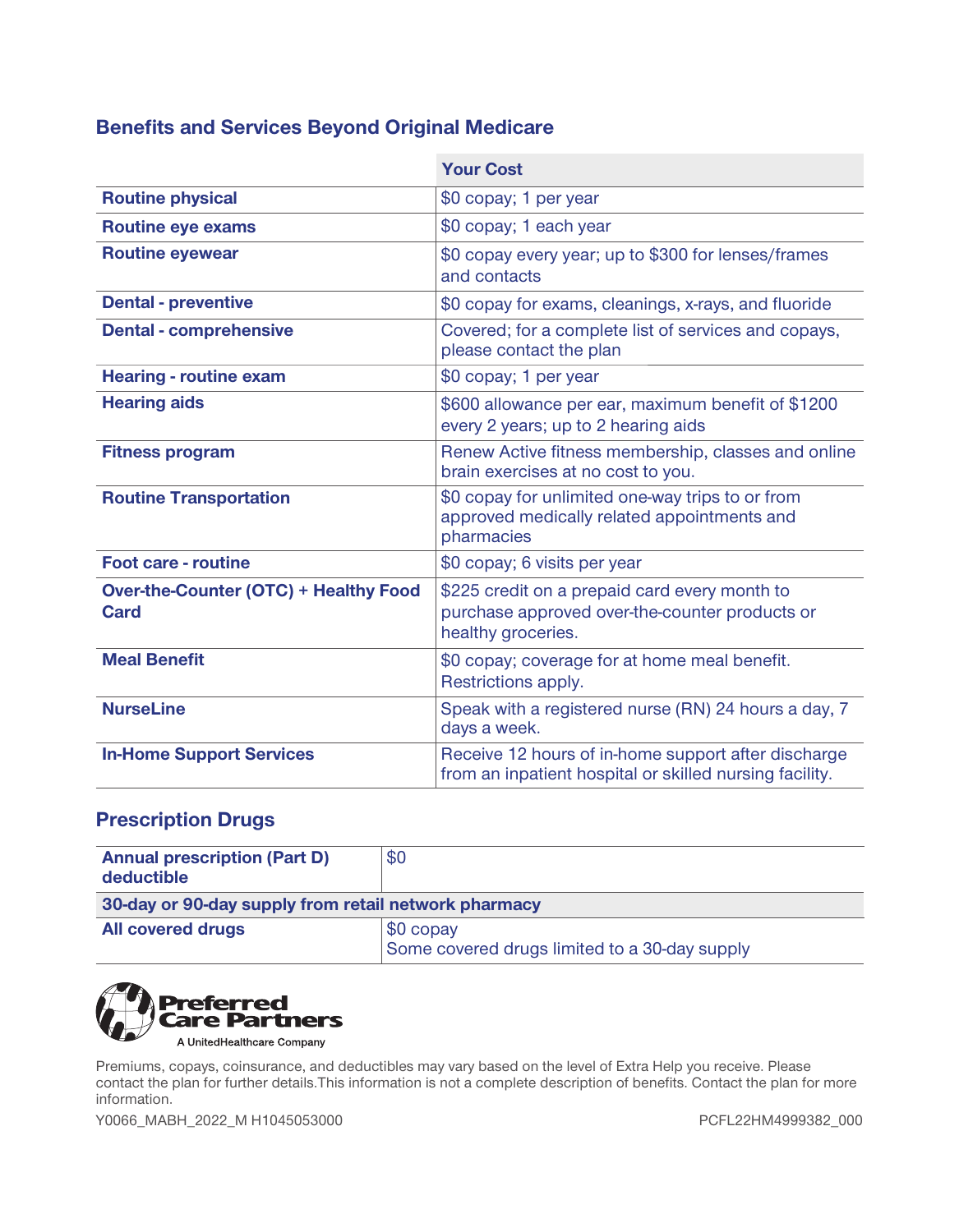## Benefits and Services Beyond Original Medicare

| | Your Cost |
|---|---|
| **Routine physical** | $0 copay; 1 per year |
| **Routine eye exams** | $0 copay; 1 each year |
| **Routine eyewear** | $0 copay every year; up to $300 for lenses/frames and contacts |
| **Dental - preventive** | $0 copay for exams, cleanings, x-rays, and fluoride |
| **Dental - comprehensive** | Covered; for a complete list of services and copays, please contact the plan |
| **Hearing - routine exam** | $0 copay; 1 per year |
| **Hearing aids** | $600 allowance per ear, maximum benefit of $1200 every 2 years; up to 2 hearing aids |
| **Fitness program** | Renew Active fitness membership, classes and online brain exercises at no cost to you. |
| **Routine Transportation** | $0 copay for unlimited one-way trips to or from approved medically related appointments and pharmacies |
| **Foot care - routine** | $0 copay; 6 visits per year |
| **Over-the-Counter (OTC) + Healthy Food Card** | $225 credit on a prepaid card every month to purchase approved over-the-counter products or healthy groceries. |
| **Meal Benefit** | $0 copay; coverage for at home meal benefit. Restrictions apply. |
| **NurseLine** | Speak with a registered nurse (RN) 24 hours a day, 7 days a week. |
| **In-Home Support Services** | Receive 12 hours of in-home support after discharge from an inpatient hospital or skilled nursing facility. |

## Prescription Drugs

| | |
|---|---|
| **Annual prescription (Part D) deductible** | $0 |
| **30-day or 90-day supply from retail network pharmacy** | |
| **All covered drugs** | $0 copay<br>Some covered drugs limited to a 30-day supply |

Preferred Care Partners
A UnitedHealthcare Company

Premiums, copays, coinsurance, and deductibles may vary based on the level of Extra Help you receive. Please contact the plan for further details.This information is not a complete description of benefits. Contact the plan for more information.

Y0066_MABH_2022_M H1045053000 PCFL22HM4999382_000